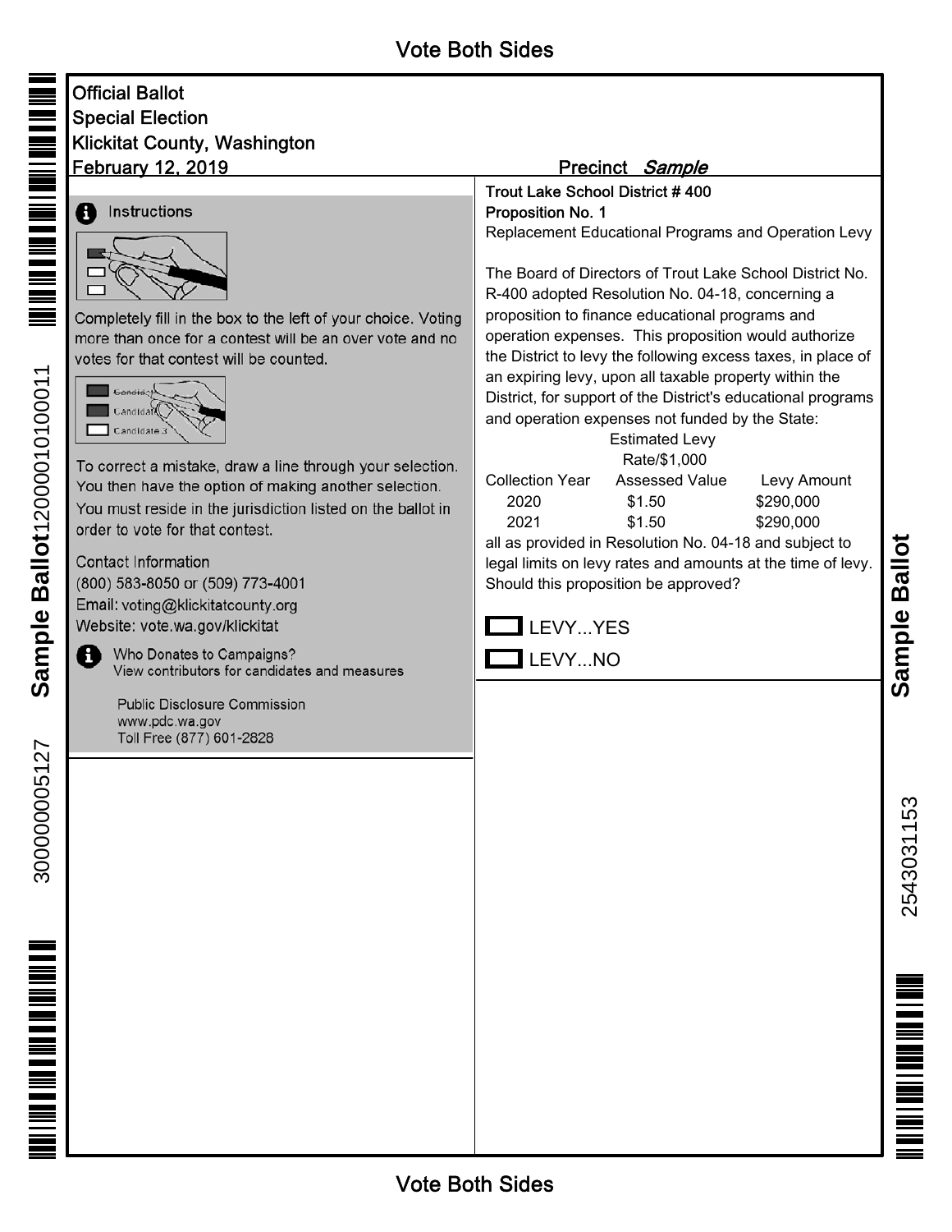Vote Both Sides

**Official Ballot**
**Special Election**
**Klickitat County, Washington**
**February 12, 2019**

Precinct *Sample*

## Instructions

Completely fill in the box to the left of your choice. Voting more than once for a contest will be an over vote and no votes for that contest will be counted.

To correct a mistake, draw a line through your selection. You then have the option of making another selection.

You must reside in the jurisdiction listed on the ballot in order to vote for that contest.

Contact Information
(800) 583-8050 or (509) 773-4001
Email: voting@klickitatcounty.org
Website: vote.wa.gov/klickitat

Who Donates to Campaigns?
View contributors for candidates and measures

Public Disclosure Commission
www.pdc.wa.gov
Toll Free (877) 601-2828

**Trout Lake School District # 400**
**Proposition No. 1**
Replacement Educational Programs and Operation Levy

The Board of Directors of Trout Lake School District No. R-400 adopted Resolution No. 04-18, concerning a proposition to finance educational programs and operation expenses. This proposition would authorize the District to levy the following excess taxes, in place of an expiring levy, upon all taxable property within the District, for support of the District's educational programs and operation expenses not funded by the State:

| Collection Year | Estimated Levy Rate/$1,000 Assessed Value | Levy Amount |
|---|---|---|
| 2020 | $1.50 | $290,000 |
| 2021 | $1.50 | $290,000 |

all as provided in Resolution No. 04-18 and subject to legal limits on levy rates and amounts at the time of levy. Should this proposition be approved?

- [ ] LEVY...YES
- [ ] LEVY...NO

Vote Both Sides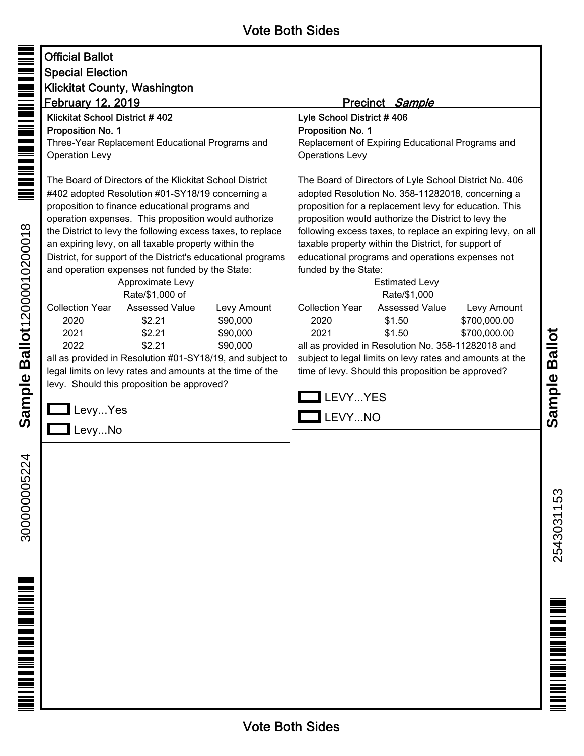Vote Both Sides

**Official Ballot**
**Special Election**
**Klickitat County, Washington**
**February 12, 2019**

**Precinct** ***Sample***

**Klickitat School District # 402**
**Proposition No. 1**
Three-Year Replacement Educational Programs and Operation Levy

The Board of Directors of the Klickitat School District #402 adopted Resolution #01-SY18/19 concerning a proposition to finance educational programs and operation expenses. This proposition would authorize the District to levy the following excess taxes, to replace an expiring levy, on all taxable property within the District, for support of the District's educational programs and operation expenses not funded by the State:

| Collection Year | Approximate Levy Rate/$1,000 of Assessed Value | Levy Amount |
|---|---|---|
| 2020 | $2.21 | $90,000 |
| 2021 | $2.21 | $90,000 |
| 2022 | $2.21 | $90,000 |

all as provided in Resolution #01-SY18/19, and subject to legal limits on levy rates and amounts at the time of the levy. Should this proposition be approved?

☐ Levy...Yes
☐ Levy...No

**Lyle School District # 406**
**Proposition No. 1**
Replacement of Expiring Educational Programs and Operations Levy

The Board of Directors of Lyle School District No. 406 adopted Resolution No. 358-11282018, concerning a proposition for a replacement levy for education. This proposition would authorize the District to levy the following excess taxes, to replace an expiring levy, on all taxable property within the District, for support of educational programs and operations expenses not funded by the State:

| Collection Year | Estimated Levy Rate/$1,000 Assessed Value | Levy Amount |
|---|---|---|
| 2020 | $1.50 | $700,000.00 |
| 2021 | $1.50 | $700,000.00 |

all as provided in Resolution No. 358-11282018 and subject to legal limits on levy rates and amounts at the time of levy. Should this proposition be approved?

☐ LEVY...YES
☐ LEVY...NO

Vote Both Sides